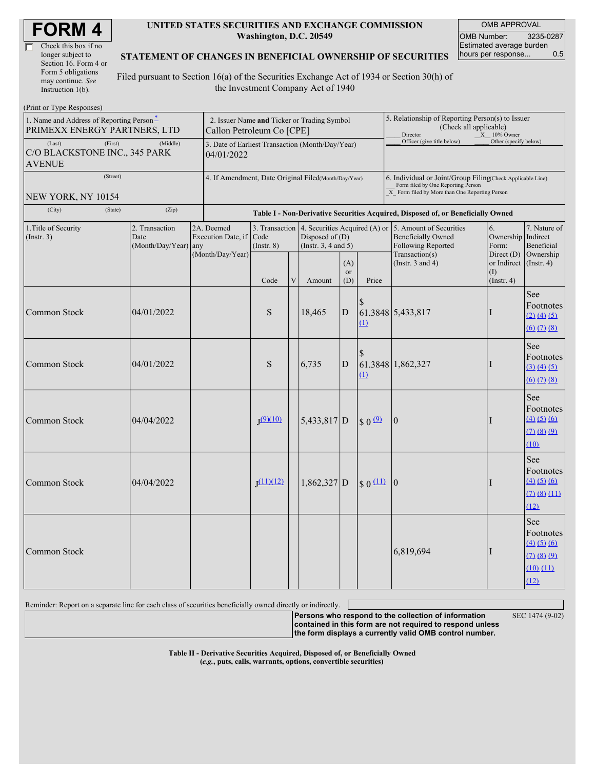# FORM 4

☐ Check this box if no longer subject to Section 16. Form 4 or Form 5 obligations may continue. *See* Instruction 1(b).

**UNITED STATES SECURITIES AND EXCHANGE COMMISSION**
**Washington, D.C. 20549**

**STATEMENT OF CHANGES IN BENEFICIAL OWNERSHIP OF SECURITIES**

Filed pursuant to Section 16(a) of the Securities Exchange Act of 1934 or Section 30(h) of the Investment Company Act of 1940

| OMB APPROVAL | |
|---|---|
| OMB Number: | 3235-0287 |
| Estimated average burden hours per response... | 0.5 |

(Print or Type Responses)

| | | |
|---|---|---|
| 1. Name and Address of Reporting Person *<br>PRIMEXX ENERGY PARTNERS, LTD | 2. Issuer Name **and** Ticker or Trading Symbol<br>Callon Petroleum Co [CPE] | 5. Relationship of Reporting Person(s) to Issuer (Check all applicable)<br>____ Director __X__ 10% Owner<br>____ Officer (give title below) ____ Other (specify below) |
| (Last) (First) (Middle)<br>C/O BLACKSTONE INC., 345 PARK AVENUE | 3. Date of Earliest Transaction (Month/Day/Year)<br>04/01/2022 | |
| (Street)<br>NEW YORK, NY 10154<br>(City) (State) (Zip) | 4. If Amendment, Date Original Filed(Month/Day/Year) | 6. Individual or Joint/Group Filing(Check Applicable Line)<br>___ Form filed by One Reporting Person<br>_X_ Form filed by More than One Reporting Person |

**Table I - Non-Derivative Securities Acquired, Disposed of, or Beneficially Owned**

| 1.Title of Security (Instr. 3) | 2. Transaction Date (Month/Day/Year) | 2A. Deemed Execution Date, if any (Month/Day/Year) | 3. Transaction Code (Instr. 8) | | 4. Securities Acquired (A) or Disposed of (D) (Instr. 3, 4 and 5) | | | 5. Amount of Securities Beneficially Owned Following Reported Transaction(s) (Instr. 3 and 4) | 6. Ownership Form: Direct (D) or Indirect (I) (Instr. 4) | 7. Nature of Indirect Beneficial Ownership (Instr. 4) |
|---|---|---|---|---|---|---|---|---|---|---|
| | | | Code | V | Amount | (A) or (D) | Price | | | |
| Common Stock | 04/01/2022 | | S | | 18,465 | D | $ 61.3848 (1) | 5,433,817 | I | See Footnotes (2) (4) (5) (6) (7) (8) |
| Common Stock | 04/01/2022 | | S | | 6,735 | D | $ 61.3848 (1) | 1,862,327 | I | See Footnotes (3) (4) (5) (6) (7) (8) |
| Common Stock | 04/04/2022 | | J (9)(10) | | 5,433,817 | D | $ 0 (9) | 0 | I | See Footnotes (4) (5) (6) (7) (8) (9) (10) |
| Common Stock | 04/04/2022 | | J (11)(12) | | 1,862,327 | D | $ 0 (11) | 0 | I | See Footnotes (4) (5) (6) (7) (8) (11) (12) |
| Common Stock | | | | | | | | 6,819,694 | I | See Footnotes (4) (5) (6) (7) (8) (9) (10) (11) (12) |

Reminder: Report on a separate line for each class of securities beneficially owned directly or indirectly.

**Persons who respond to the collection of information contained in this form are not required to respond unless the form displays a currently valid OMB control number.**

SEC 1474 (9-02)

**Table II - Derivative Securities Acquired, Disposed of, or Beneficially Owned**
**(*e.g.*, puts, calls, warrants, options, convertible securities)**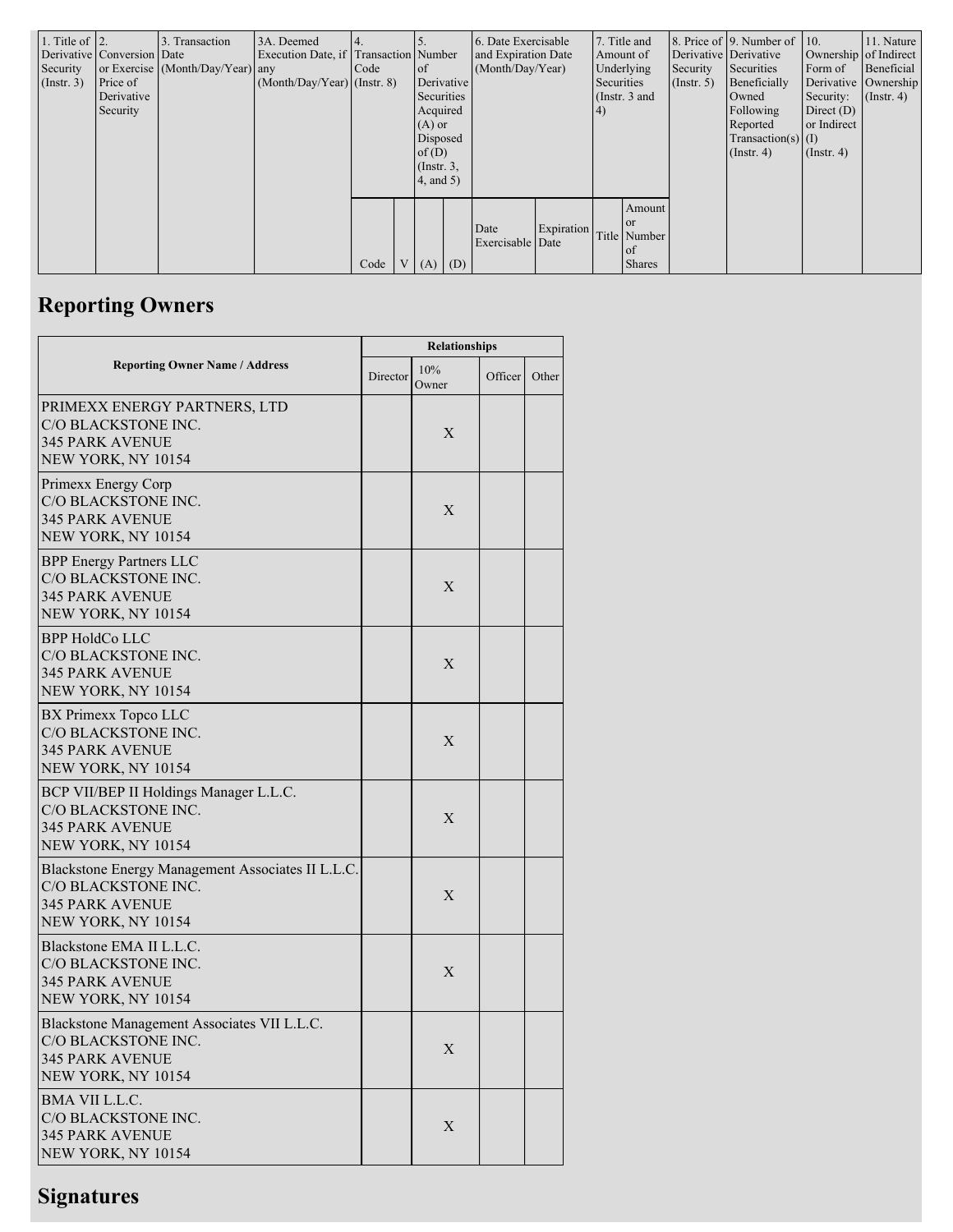| 1. Title of Derivative Security (Instr. 3) | 2. Conversion or Exercise Price of Derivative Security | 3. Transaction Date (Month/Day/Year) | 3A. Deemed Execution Date, if any (Month/Day/Year) | 4. Transaction Code (Instr. 8) | | 5. Number of Derivative Securities Acquired (A) or Disposed of (D) (Instr. 3, 4, and 5) | | 6. Date Exercisable and Expiration Date (Month/Day/Year) | | 7. Title and Amount of Underlying Securities (Instr. 3 and 4) | | 8. Price of Derivative Security (Instr. 5) | 9. Number of Derivative Securities Beneficially Owned Following Reported Transaction(s) (Instr. 4) | 10. Ownership Form of Derivative Security: Direct (D) or Indirect (I) (Instr. 4) | 11. Nature of Indirect Beneficial Ownership (Instr. 4) |
|---|---|---|---|---|---|---|---|---|---|---|---|---|---|---|---|
| | | | | Code | V | (A) | (D) | Date Exercisable | Expiration Date | Title | Amount or Number of Shares | | | | |

## Reporting Owners

| Reporting Owner Name / Address | Relationships | | | |
|---|---|---|---|---|
| | Director | 10% Owner | Officer | Other |
| PRIMEXX ENERGY PARTNERS, LTD<br>C/O BLACKSTONE INC.<br>345 PARK AVENUE<br>NEW YORK, NY 10154 | | X | | |
| Primexx Energy Corp<br>C/O BLACKSTONE INC.<br>345 PARK AVENUE<br>NEW YORK, NY 10154 | | X | | |
| BPP Energy Partners LLC<br>C/O BLACKSTONE INC.<br>345 PARK AVENUE<br>NEW YORK, NY 10154 | | X | | |
| BPP HoldCo LLC<br>C/O BLACKSTONE INC.<br>345 PARK AVENUE<br>NEW YORK, NY 10154 | | X | | |
| BX Primexx Topco LLC<br>C/O BLACKSTONE INC.<br>345 PARK AVENUE<br>NEW YORK, NY 10154 | | X | | |
| BCP VII/BEP II Holdings Manager L.L.C.<br>C/O BLACKSTONE INC.<br>345 PARK AVENUE<br>NEW YORK, NY 10154 | | X | | |
| Blackstone Energy Management Associates II L.L.C.<br>C/O BLACKSTONE INC.<br>345 PARK AVENUE<br>NEW YORK, NY 10154 | | X | | |
| Blackstone EMA II L.L.C.<br>C/O BLACKSTONE INC.<br>345 PARK AVENUE<br>NEW YORK, NY 10154 | | X | | |
| Blackstone Management Associates VII L.L.C.<br>C/O BLACKSTONE INC.<br>345 PARK AVENUE<br>NEW YORK, NY 10154 | | X | | |
| BMA VII L.L.C.<br>C/O BLACKSTONE INC.<br>345 PARK AVENUE<br>NEW YORK, NY 10154 | | X | | |

## Signatures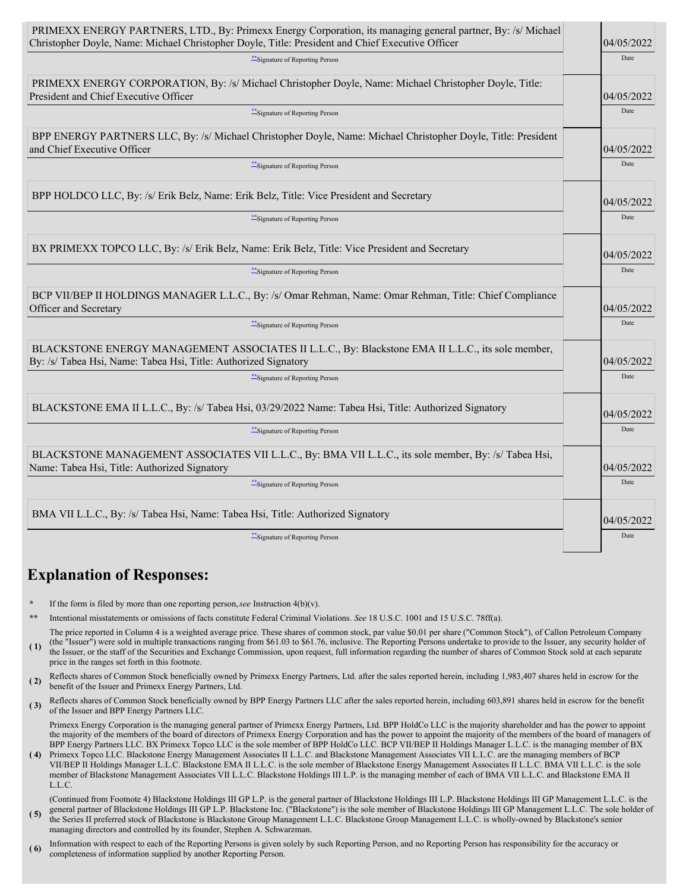| | | |
|---|---|---|
| PRIMEXX ENERGY PARTNERS, LTD., By: Primexx Energy Corporation, its managing general partner, By: /s/ Michael Christopher Doyle, Name: Michael Christopher Doyle, Title: President and Chief Executive Officer | | 04/05/2022 |
| **Signature of Reporting Person | | Date |
| PRIMEXX ENERGY CORPORATION, By: /s/ Michael Christopher Doyle, Name: Michael Christopher Doyle, Title: President and Chief Executive Officer | | 04/05/2022 |
| **Signature of Reporting Person | | Date |
| BPP ENERGY PARTNERS LLC, By: /s/ Michael Christopher Doyle, Name: Michael Christopher Doyle, Title: President and Chief Executive Officer | | 04/05/2022 |
| **Signature of Reporting Person | | Date |
| BPP HOLDCO LLC, By: /s/ Erik Belz, Name: Erik Belz, Title: Vice President and Secretary | | 04/05/2022 |
| **Signature of Reporting Person | | Date |
| BX PRIMEXX TOPCO LLC, By: /s/ Erik Belz, Name: Erik Belz, Title: Vice President and Secretary | | 04/05/2022 |
| **Signature of Reporting Person | | Date |
| BCP VII/BEP II HOLDINGS MANAGER L.L.C., By: /s/ Omar Rehman, Name: Omar Rehman, Title: Chief Compliance Officer and Secretary | | 04/05/2022 |
| **Signature of Reporting Person | | Date |
| BLACKSTONE ENERGY MANAGEMENT ASSOCIATES II L.L.C., By: Blackstone EMA II L.L.C., its sole member, By: /s/ Tabea Hsi, Name: Tabea Hsi, Title: Authorized Signatory | | 04/05/2022 |
| **Signature of Reporting Person | | Date |
| BLACKSTONE EMA II L.L.C., By: /s/ Tabea Hsi, 03/29/2022 Name: Tabea Hsi, Title: Authorized Signatory | | 04/05/2022 |
| **Signature of Reporting Person | | Date |
| BLACKSTONE MANAGEMENT ASSOCIATES VII L.L.C., By: BMA VII L.L.C., its sole member, By: /s/ Tabea Hsi, Name: Tabea Hsi, Title: Authorized Signatory | | 04/05/2022 |
| **Signature of Reporting Person | | Date |
| BMA VII L.L.C., By: /s/ Tabea Hsi, Name: Tabea Hsi, Title: Authorized Signatory | | 04/05/2022 |
| **Signature of Reporting Person | | Date |

## Explanation of Responses:

\* If the form is filed by more than one reporting person, *see* Instruction 4(b)(v).

\*\* Intentional misstatements or omissions of facts constitute Federal Criminal Violations. *See* 18 U.S.C. 1001 and 15 U.S.C. 78ff(a).

(1) The price reported in Column 4 is a weighted average price. These shares of common stock, par value $0.01 per share ("Common Stock"), of Callon Petroleum Company (the "Issuer") were sold in multiple transactions ranging from $61.03 to $61.76, inclusive. The Reporting Persons undertake to provide to the Issuer, any security holder of the Issuer, or the staff of the Securities and Exchange Commission, upon request, full information regarding the number of shares of Common Stock sold at each separate price in the ranges set forth in this footnote.

(2) Reflects shares of Common Stock beneficially owned by Primexx Energy Partners, Ltd. after the sales reported herein, including 1,983,407 shares held in escrow for the benefit of the Issuer and Primexx Energy Partners, Ltd.

(3) Reflects shares of Common Stock beneficially owned by BPP Energy Partners LLC after the sales reported herein, including 603,891 shares held in escrow for the benefit of the Issuer and BPP Energy Partners LLC.

(4) Primexx Energy Corporation is the managing general partner of Primexx Energy Partners, Ltd. BPP HoldCo LLC is the majority shareholder and has the power to appoint the majority of the members of the board of directors of Primexx Energy Corporation and has the power to appoint the majority of the members of the board of managers of BPP Energy Partners LLC. BX Primexx Topco LLC is the sole member of BPP HoldCo LLC. BCP VII/BEP II Holdings Manager L.L.C. is the managing member of BX Primexx Topco LLC. Blackstone Energy Management Associates II L.L.C. and Blackstone Management Associates VII L.L.C. are the managing members of BCP VII/BEP II Holdings Manager L.L.C. Blackstone EMA II L.L.C. is the sole member of Blackstone Energy Management Associates II L.L.C. BMA VII L.L.C. is the sole member of Blackstone Management Associates VII L.L.C. Blackstone Holdings III L.P. is the managing member of each of BMA VII L.L.C. and Blackstone EMA II L.L.C.

(5) (Continued from Footnote 4) Blackstone Holdings III GP L.P. is the general partner of Blackstone Holdings III L.P. Blackstone Holdings III GP Management L.L.C. is the general partner of Blackstone Holdings III GP L.P. Blackstone Inc. ("Blackstone") is the sole member of Blackstone Holdings III GP Management L.L.C. The sole holder of the Series II preferred stock of Blackstone is Blackstone Group Management L.L.C. Blackstone Group Management L.L.C. is wholly-owned by Blackstone's senior managing directors and controlled by its founder, Stephen A. Schwarzman.

(6) Information with respect to each of the Reporting Persons is given solely by such Reporting Person, and no Reporting Person has responsibility for the accuracy or completeness of information supplied by another Reporting Person.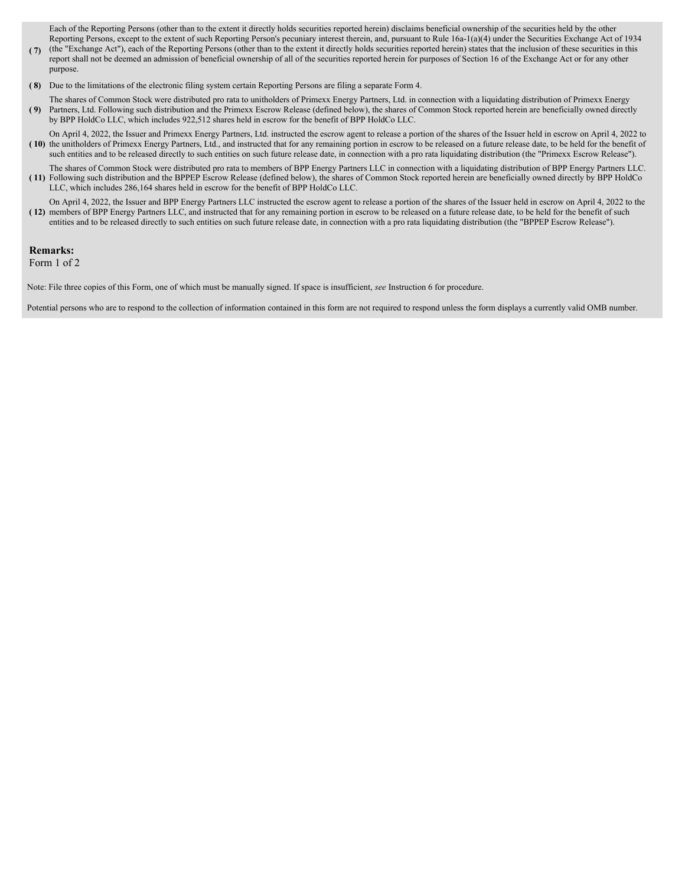(7) Each of the Reporting Persons (other than to the extent it directly holds securities reported herein) disclaims beneficial ownership of the securities held by the other Reporting Persons, except to the extent of such Reporting Person's pecuniary interest therein, and, pursuant to Rule 16a-1(a)(4) under the Securities Exchange Act of 1934 (the "Exchange Act"), each of the Reporting Persons (other than to the extent it directly holds securities reported herein) states that the inclusion of these securities in this report shall not be deemed an admission of beneficial ownership of all of the securities reported herein for purposes of Section 16 of the Exchange Act or for any other purpose.

(8) Due to the limitations of the electronic filing system certain Reporting Persons are filing a separate Form 4.

(9) The shares of Common Stock were distributed pro rata to unitholders of Primexx Energy Partners, Ltd. in connection with a liquidating distribution of Primexx Energy Partners, Ltd. Following such distribution and the Primexx Escrow Release (defined below), the shares of Common Stock reported herein are beneficially owned directly by BPP HoldCo LLC, which includes 922,512 shares held in escrow for the benefit of BPP HoldCo LLC.

(10) On April 4, 2022, the Issuer and Primexx Energy Partners, Ltd. instructed the escrow agent to release a portion of the shares of the Issuer held in escrow on April 4, 2022 to the unitholders of Primexx Energy Partners, Ltd., and instructed that for any remaining portion in escrow to be released on a future release date, to be held for the benefit of such entities and to be released directly to such entities on such future release date, in connection with a pro rata liquidating distribution (the "Primexx Escrow Release").

(11) The shares of Common Stock were distributed pro rata to members of BPP Energy Partners LLC in connection with a liquidating distribution of BPP Energy Partners LLC. Following such distribution and the BPPEP Escrow Release (defined below), the shares of Common Stock reported herein are beneficially owned directly by BPP HoldCo LLC, which includes 286,164 shares held in escrow for the benefit of BPP HoldCo LLC.

(12) On April 4, 2022, the Issuer and BPP Energy Partners LLC instructed the escrow agent to release a portion of the shares of the Issuer held in escrow on April 4, 2022 to the members of BPP Energy Partners LLC, and instructed that for any remaining portion in escrow to be released on a future release date, to be held for the benefit of such entities and to be released directly to such entities on such future release date, in connection with a pro rata liquidating distribution (the "BPPEP Escrow Release").

**Remarks:**

Form 1 of 2

Note: File three copies of this Form, one of which must be manually signed. If space is insufficient, *see* Instruction 6 for procedure.

Potential persons who are to respond to the collection of information contained in this form are not required to respond unless the form displays a currently valid OMB number.